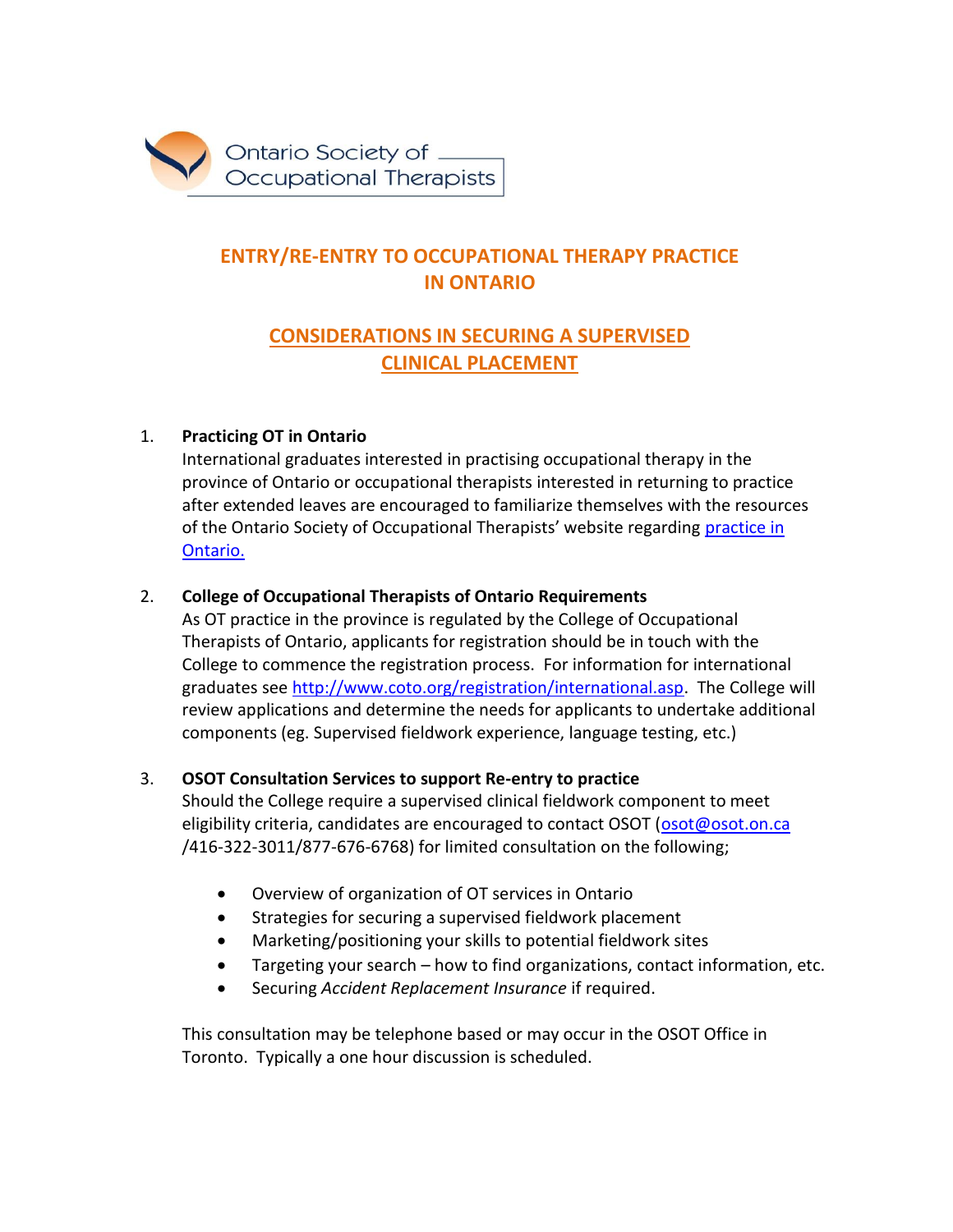Ontario Society of Occupational Therapists

# ENTRY/RE-ENTRY TO OCCUPATIONAL THERAPY PRACTICE IN ONTARIO

## CONSIDERATIONS IN SECURING A SUPERVISED CLINICAL PLACEMENT

1. **Practicing OT in Ontario**
   International graduates interested in practising occupational therapy in the province of Ontario or occupational therapists interested in returning to practice after extended leaves are encouraged to familiarize themselves with the resources of the Ontario Society of Occupational Therapists' website regarding practice in Ontario.

2. **College of Occupational Therapists of Ontario Requirements**
   As OT practice in the province is regulated by the College of Occupational Therapists of Ontario, applicants for registration should be in touch with the College to commence the registration process. For information for international graduates see http://www.coto.org/registration/international.asp. The College will review applications and determine the needs for applicants to undertake additional components (eg. Supervised fieldwork experience, language testing, etc.)

3. **OSOT Consultation Services to support Re-entry to practice**
   Should the College require a supervised clinical fieldwork component to meet eligibility criteria, candidates are encouraged to contact OSOT (osot@osot.on.ca /416-322-3011/877-676-6768) for limited consultation on the following;

   - Overview of organization of OT services in Ontario
   - Strategies for securing a supervised fieldwork placement
   - Marketing/positioning your skills to potential fieldwork sites
   - Targeting your search – how to find organizations, contact information, etc.
   - Securing *Accident Replacement Insurance* if required.

   This consultation may be telephone based or may occur in the OSOT Office in Toronto. Typically a one hour discussion is scheduled.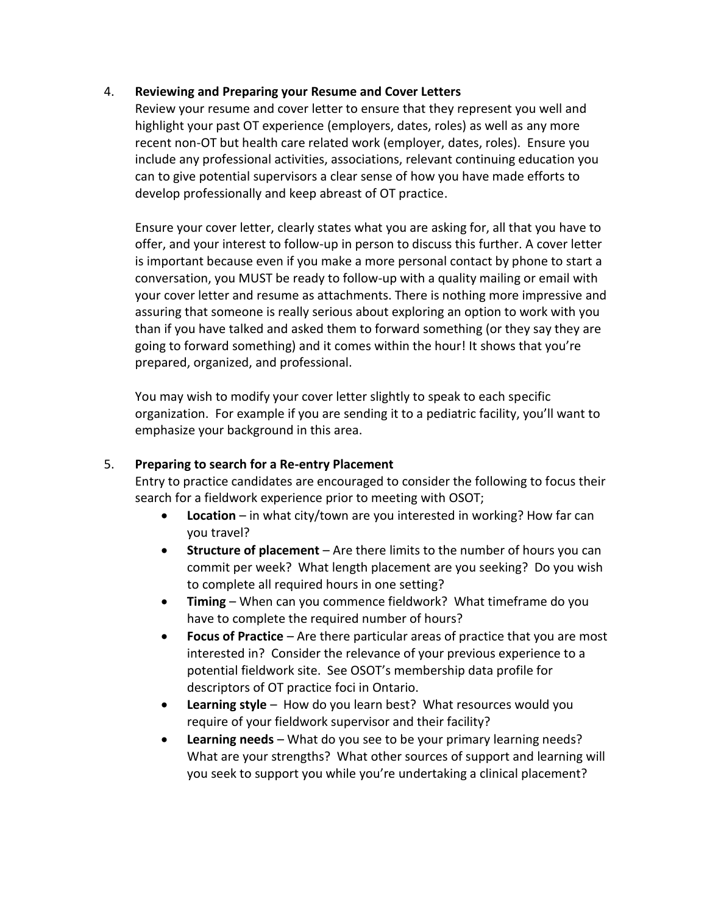4. **Reviewing and Preparing your Resume and Cover Letters**

   Review your resume and cover letter to ensure that they represent you well and highlight your past OT experience (employers, dates, roles) as well as any more recent non-OT but health care related work (employer, dates, roles). Ensure you include any professional activities, associations, relevant continuing education you can to give potential supervisors a clear sense of how you have made efforts to develop professionally and keep abreast of OT practice.

   Ensure your cover letter, clearly states what you are asking for, all that you have to offer, and your interest to follow-up in person to discuss this further. A cover letter is important because even if you make a more personal contact by phone to start a conversation, you MUST be ready to follow-up with a quality mailing or email with your cover letter and resume as attachments. There is nothing more impressive and assuring that someone is really serious about exploring an option to work with you than if you have talked and asked them to forward something (or they say they are going to forward something) and it comes within the hour! It shows that you're prepared, organized, and professional.

   You may wish to modify your cover letter slightly to speak to each specific organization. For example if you are sending it to a pediatric facility, you'll want to emphasize your background in this area.

5. **Preparing to search for a Re-entry Placement**

   Entry to practice candidates are encouraged to consider the following to focus their search for a fieldwork experience prior to meeting with OSOT;

   - **Location** – in what city/town are you interested in working? How far can you travel?
   - **Structure of placement** – Are there limits to the number of hours you can commit per week? What length placement are you seeking? Do you wish to complete all required hours in one setting?
   - **Timing** – When can you commence fieldwork? What timeframe do you have to complete the required number of hours?
   - **Focus of Practice** – Are there particular areas of practice that you are most interested in? Consider the relevance of your previous experience to a potential fieldwork site. See OSOT's membership data profile for descriptors of OT practice foci in Ontario.
   - **Learning style** – How do you learn best? What resources would you require of your fieldwork supervisor and their facility?
   - **Learning needs** – What do you see to be your primary learning needs? What are your strengths? What other sources of support and learning will you seek to support you while you're undertaking a clinical placement?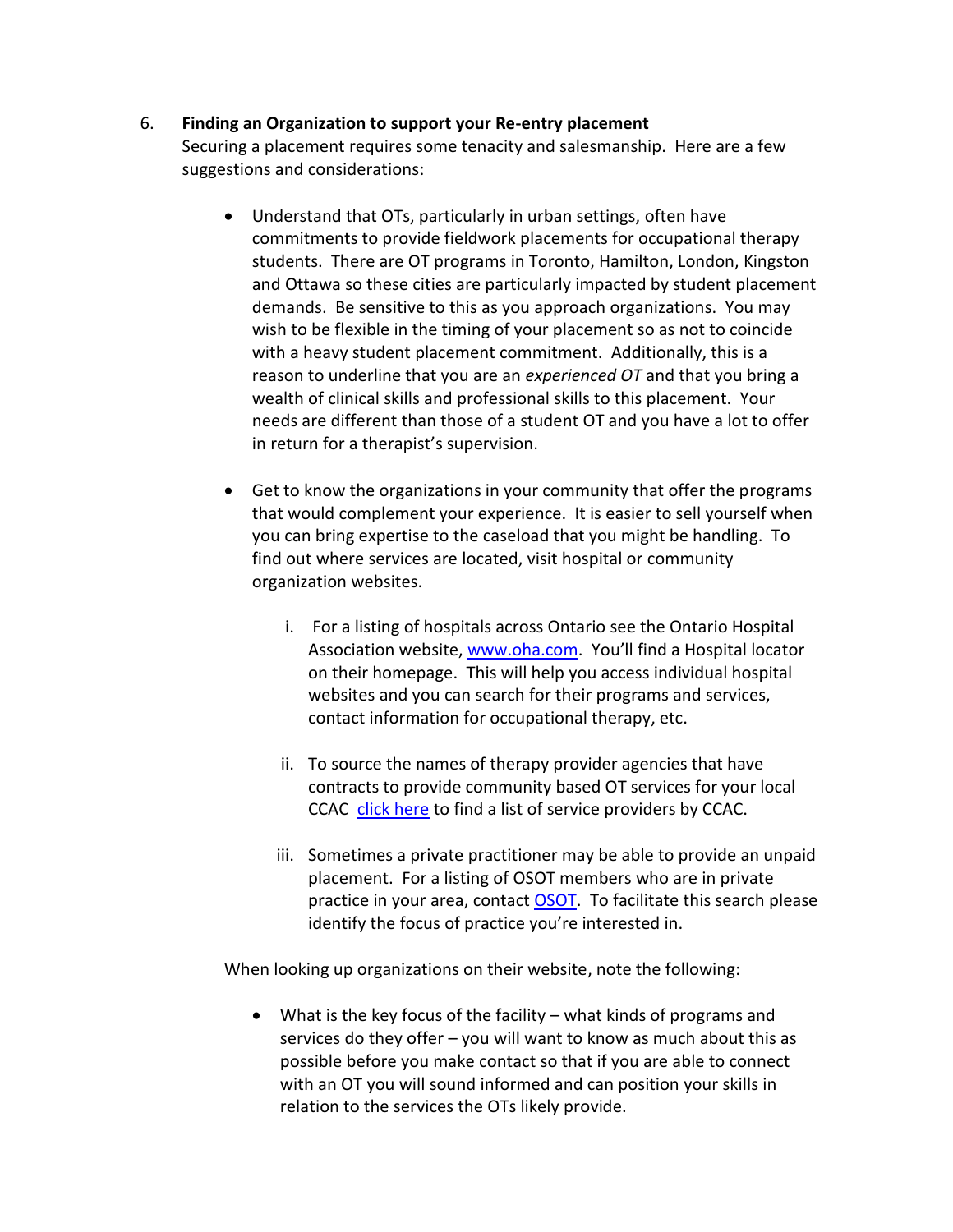6. **Finding an Organization to support your Re-entry placement**
   Securing a placement requires some tenacity and salesmanship. Here are a few suggestions and considerations:

   - Understand that OTs, particularly in urban settings, often have commitments to provide fieldwork placements for occupational therapy students. There are OT programs in Toronto, Hamilton, London, Kingston and Ottawa so these cities are particularly impacted by student placement demands. Be sensitive to this as you approach organizations. You may wish to be flexible in the timing of your placement so as not to coincide with a heavy student placement commitment. Additionally, this is a reason to underline that you are an *experienced OT* and that you bring a wealth of clinical skills and professional skills to this placement. Your needs are different than those of a student OT and you have a lot to offer in return for a therapist's supervision.

   - Get to know the organizations in your community that offer the programs that would complement your experience. It is easier to sell yourself when you can bring expertise to the caseload that you might be handling. To find out where services are located, visit hospital or community organization websites.

     i. For a listing of hospitals across Ontario see the Ontario Hospital Association website, [www.oha.com](http://www.oha.com). You'll find a Hospital locator on their homepage. This will help you access individual hospital websites and you can search for their programs and services, contact information for occupational therapy, etc.

     ii. To source the names of therapy provider agencies that have contracts to provide community based OT services for your local CCAC [click here]() to find a list of service providers by CCAC.

     iii. Sometimes a private practitioner may be able to provide an unpaid placement. For a listing of OSOT members who are in private practice in your area, contact [OSOT](). To facilitate this search please identify the focus of practice you're interested in.

   When looking up organizations on their website, note the following:

   - What is the key focus of the facility – what kinds of programs and services do they offer – you will want to know as much about this as possible before you make contact so that if you are able to connect with an OT you will sound informed and can position your skills in relation to the services the OTs likely provide.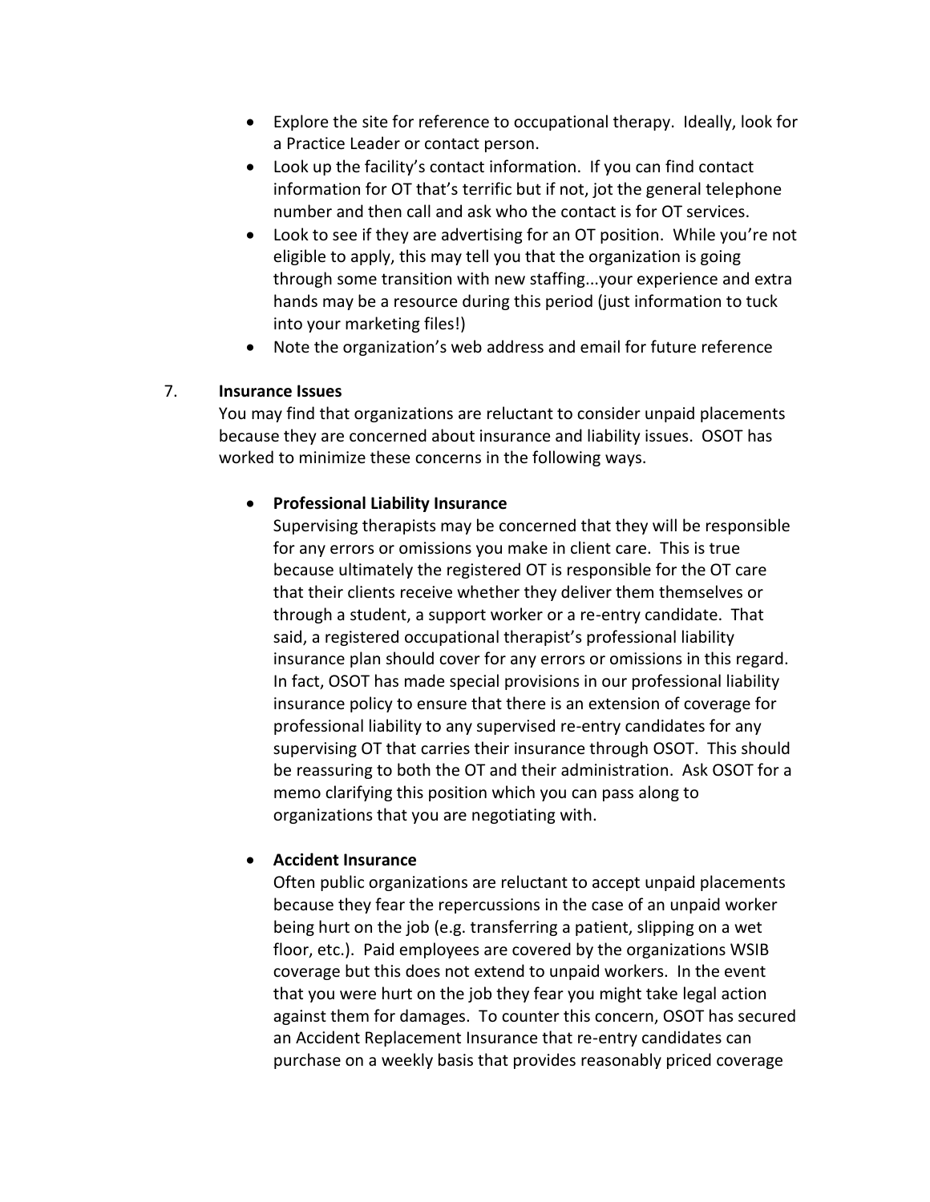- Explore the site for reference to occupational therapy. Ideally, look for a Practice Leader or contact person.
- Look up the facility's contact information. If you can find contact information for OT that's terrific but if not, jot the general telephone number and then call and ask who the contact is for OT services.
- Look to see if they are advertising for an OT position. While you're not eligible to apply, this may tell you that the organization is going through some transition with new staffing...your experience and extra hands may be a resource during this period (just information to tuck into your marketing files!)
- Note the organization's web address and email for future reference

7. **Insurance Issues**

   You may find that organizations are reluctant to consider unpaid placements because they are concerned about insurance and liability issues. OSOT has worked to minimize these concerns in the following ways.

   - **Professional Liability Insurance**

     Supervising therapists may be concerned that they will be responsible for any errors or omissions you make in client care. This is true because ultimately the registered OT is responsible for the OT care that their clients receive whether they deliver them themselves or through a student, a support worker or a re-entry candidate. That said, a registered occupational therapist's professional liability insurance plan should cover for any errors or omissions in this regard. In fact, OSOT has made special provisions in our professional liability insurance policy to ensure that there is an extension of coverage for professional liability to any supervised re-entry candidates for any supervising OT that carries their insurance through OSOT. This should be reassuring to both the OT and their administration. Ask OSOT for a memo clarifying this position which you can pass along to organizations that you are negotiating with.

   - **Accident Insurance**

     Often public organizations are reluctant to accept unpaid placements because they fear the repercussions in the case of an unpaid worker being hurt on the job (e.g. transferring a patient, slipping on a wet floor, etc.). Paid employees are covered by the organizations WSIB coverage but this does not extend to unpaid workers. In the event that you were hurt on the job they fear you might take legal action against them for damages. To counter this concern, OSOT has secured an Accident Replacement Insurance that re-entry candidates can purchase on a weekly basis that provides reasonably priced coverage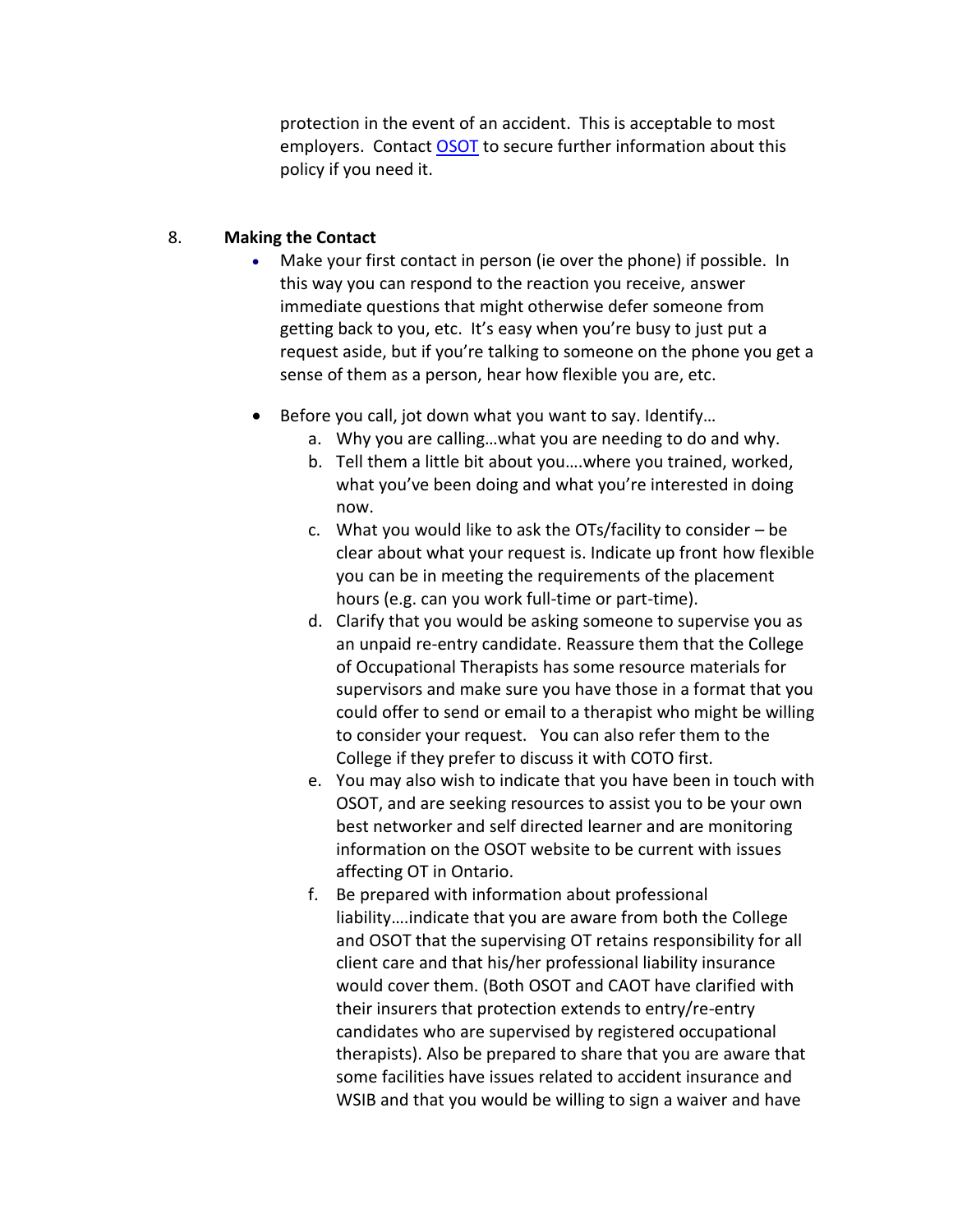protection in the event of an accident. This is acceptable to most employers. Contact [OSOT](OSOT) to secure further information about this policy if you need it.

8. **Making the Contact**

- Make your first contact in person (ie over the phone) if possible. In this way you can respond to the reaction you receive, answer immediate questions that might otherwise defer someone from getting back to you, etc. It's easy when you're busy to just put a request aside, but if you're talking to someone on the phone you get a sense of them as a person, hear how flexible you are, etc.

- Before you call, jot down what you want to say. Identify…
    a. Why you are calling…what you are needing to do and why.
    b. Tell them a little bit about you….where you trained, worked, what you've been doing and what you're interested in doing now.
    c. What you would like to ask the OTs/facility to consider – be clear about what your request is. Indicate up front how flexible you can be in meeting the requirements of the placement hours (e.g. can you work full-time or part-time).
    d. Clarify that you would be asking someone to supervise you as an unpaid re-entry candidate. Reassure them that the College of Occupational Therapists has some resource materials for supervisors and make sure you have those in a format that you could offer to send or email to a therapist who might be willing to consider your request. You can also refer them to the College if they prefer to discuss it with COTO first.
    e. You may also wish to indicate that you have been in touch with OSOT, and are seeking resources to assist you to be your own best networker and self directed learner and are monitoring information on the OSOT website to be current with issues affecting OT in Ontario.
    f. Be prepared with information about professional liability….indicate that you are aware from both the College and OSOT that the supervising OT retains responsibility for all client care and that his/her professional liability insurance would cover them. (Both OSOT and CAOT have clarified with their insurers that protection extends to entry/re-entry candidates who are supervised by registered occupational therapists). Also be prepared to share that you are aware that some facilities have issues related to accident insurance and WSIB and that you would be willing to sign a waiver and have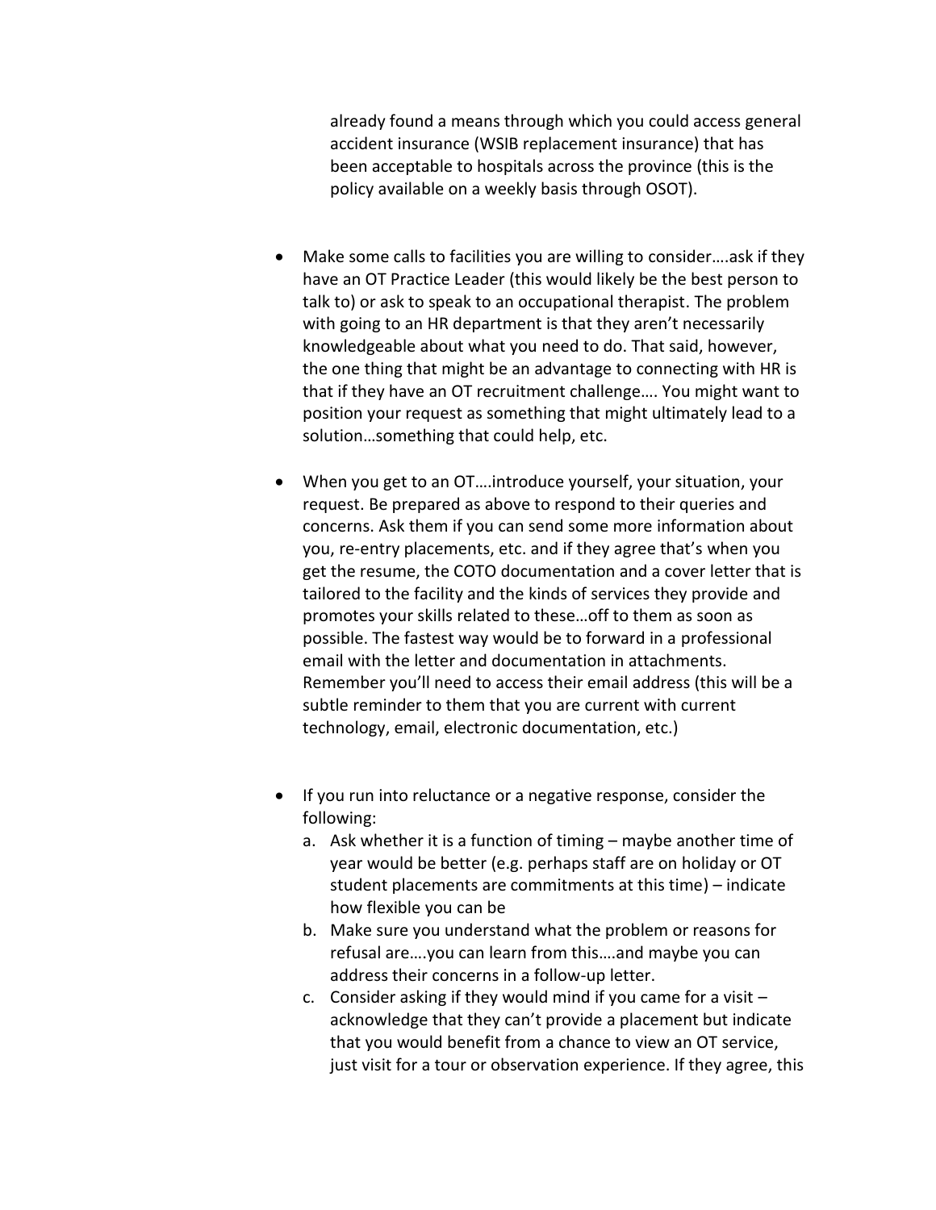already found a means through which you could access general accident insurance (WSIB replacement insurance) that has been acceptable to hospitals across the province (this is the policy available on a weekly basis through OSOT).

- Make some calls to facilities you are willing to consider….ask if they have an OT Practice Leader (this would likely be the best person to talk to) or ask to speak to an occupational therapist. The problem with going to an HR department is that they aren't necessarily knowledgeable about what you need to do. That said, however, the one thing that might be an advantage to connecting with HR is that if they have an OT recruitment challenge…. You might want to position your request as something that might ultimately lead to a solution…something that could help, etc.

- When you get to an OT….introduce yourself, your situation, your request. Be prepared as above to respond to their queries and concerns. Ask them if you can send some more information about you, re-entry placements, etc. and if they agree that's when you get the resume, the COTO documentation and a cover letter that is tailored to the facility and the kinds of services they provide and promotes your skills related to these…off to them as soon as possible. The fastest way would be to forward in a professional email with the letter and documentation in attachments. Remember you'll need to access their email address (this will be a subtle reminder to them that you are current with current technology, email, electronic documentation, etc.)

- If you run into reluctance or a negative response, consider the following:
  a. Ask whether it is a function of timing – maybe another time of year would be better (e.g. perhaps staff are on holiday or OT student placements are commitments at this time) – indicate how flexible you can be
  b. Make sure you understand what the problem or reasons for refusal are….you can learn from this….and maybe you can address their concerns in a follow-up letter.
  c. Consider asking if they would mind if you came for a visit – acknowledge that they can't provide a placement but indicate that you would benefit from a chance to view an OT service, just visit for a tour or observation experience. If they agree, this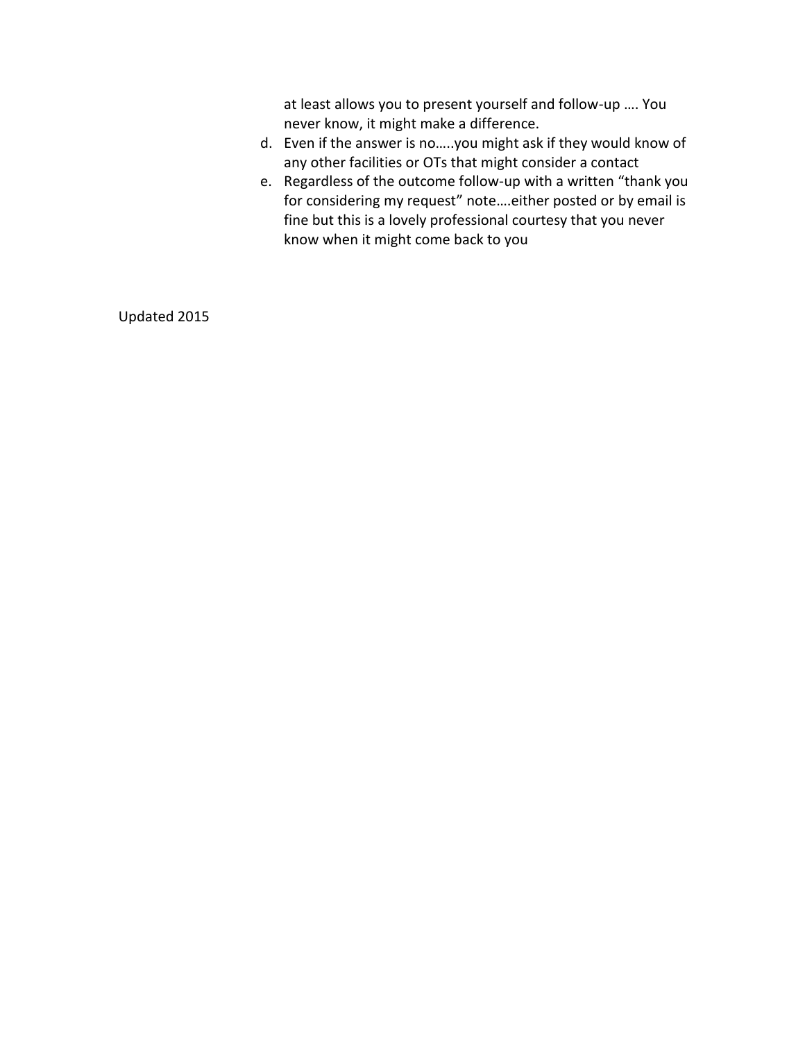at least allows you to present yourself and follow-up …. You never know, it might make a difference.

d. Even if the answer is no…..you might ask if they would know of any other facilities or OTs that might consider a contact
e. Regardless of the outcome follow-up with a written "thank you for considering my request" note….either posted or by email is fine but this is a lovely professional courtesy that you never know when it might come back to you

Updated 2015